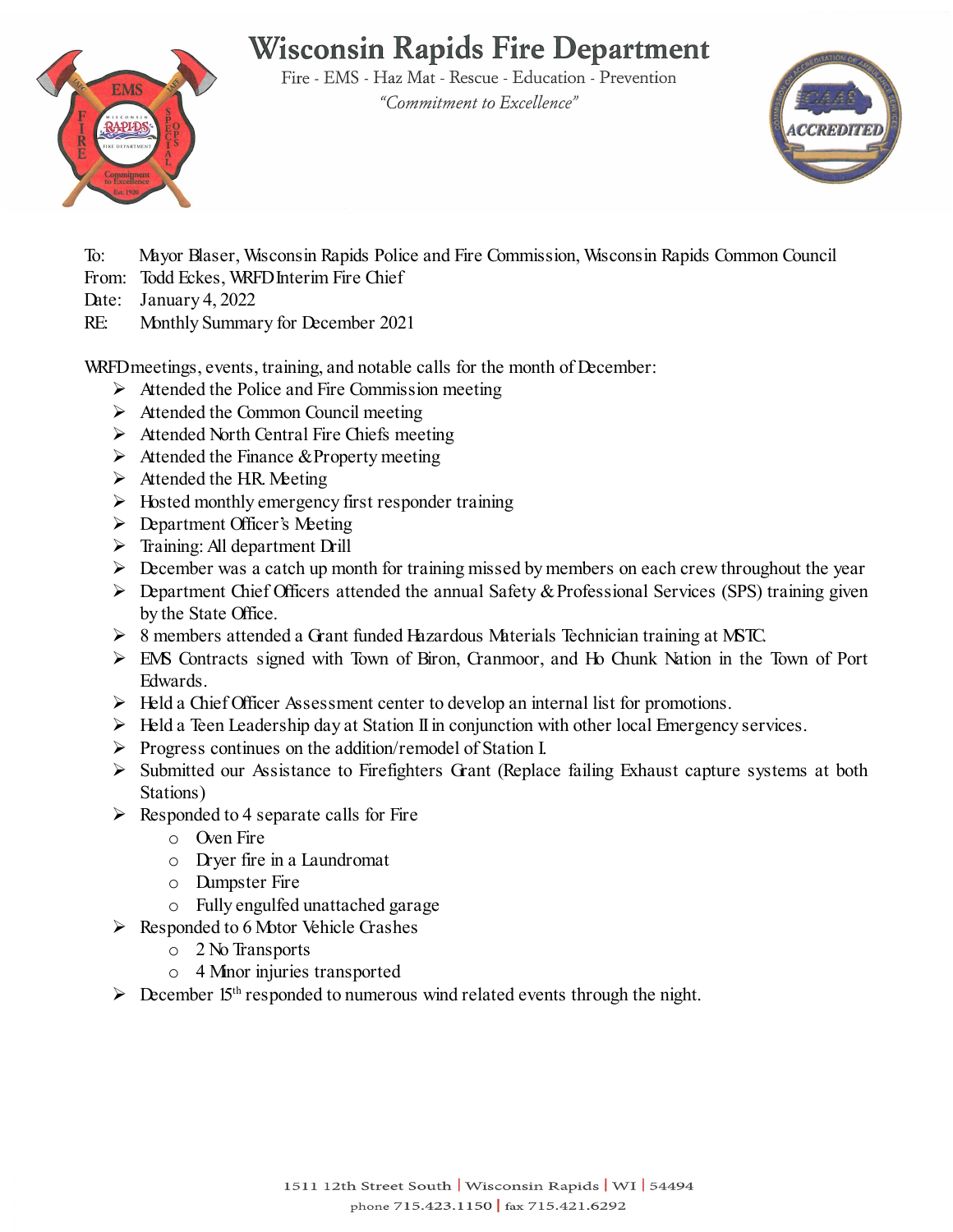# Wisconsin Rapids Fire Department

Fire - EMS - Haz Mat - Rescue - Education - Prevention

*"Commitment to Excellence"*

To: Mayor Blaser, Wisconsin Rapids Police and Fire Commission, Wisconsin Rapids Common Council
From: Todd Eckes, WRFD Interim Fire Chief
Date: January 4, 2022
RE: Monthly Summary for December 2021

WRFD meetings, events, training, and notable calls for the month of December:

- Attended the Police and Fire Commission meeting
- Attended the Common Council meeting
- Attended North Central Fire Chiefs meeting
- Attended the Finance & Property meeting
- Attended the H.R. Meeting
- Hosted monthly emergency first responder training
- Department Officer's Meeting
- Training: All department Drill
- December was a catch up month for training missed by members on each crew throughout the year
- Department Chief Officers attended the annual Safety & Professional Services (SPS) training given by the State Office.
- 8 members attended a Grant funded Hazardous Materials Technician training at MSTC.
- EMS Contracts signed with Town of Biron, Cranmoor, and Ho Chunk Nation in the Town of Port Edwards.
- Held a Chief Officer Assessment center to develop an internal list for promotions.
- Held a Teen Leadership day at Station II in conjunction with other local Emergency services.
- Progress continues on the addition/remodel of Station I.
- Submitted our Assistance to Firefighters Grant (Replace failing Exhaust capture systems at both Stations)
- Responded to 4 separate calls for Fire
  - Oven Fire
  - Dryer fire in a Laundromat
  - Dumpster Fire
  - Fully engulfed unattached garage
- Responded to 6 Motor Vehicle Crashes
  - 2 No Transports
  - 4 Minor injuries transported
- December 15th responded to numerous wind related events through the night.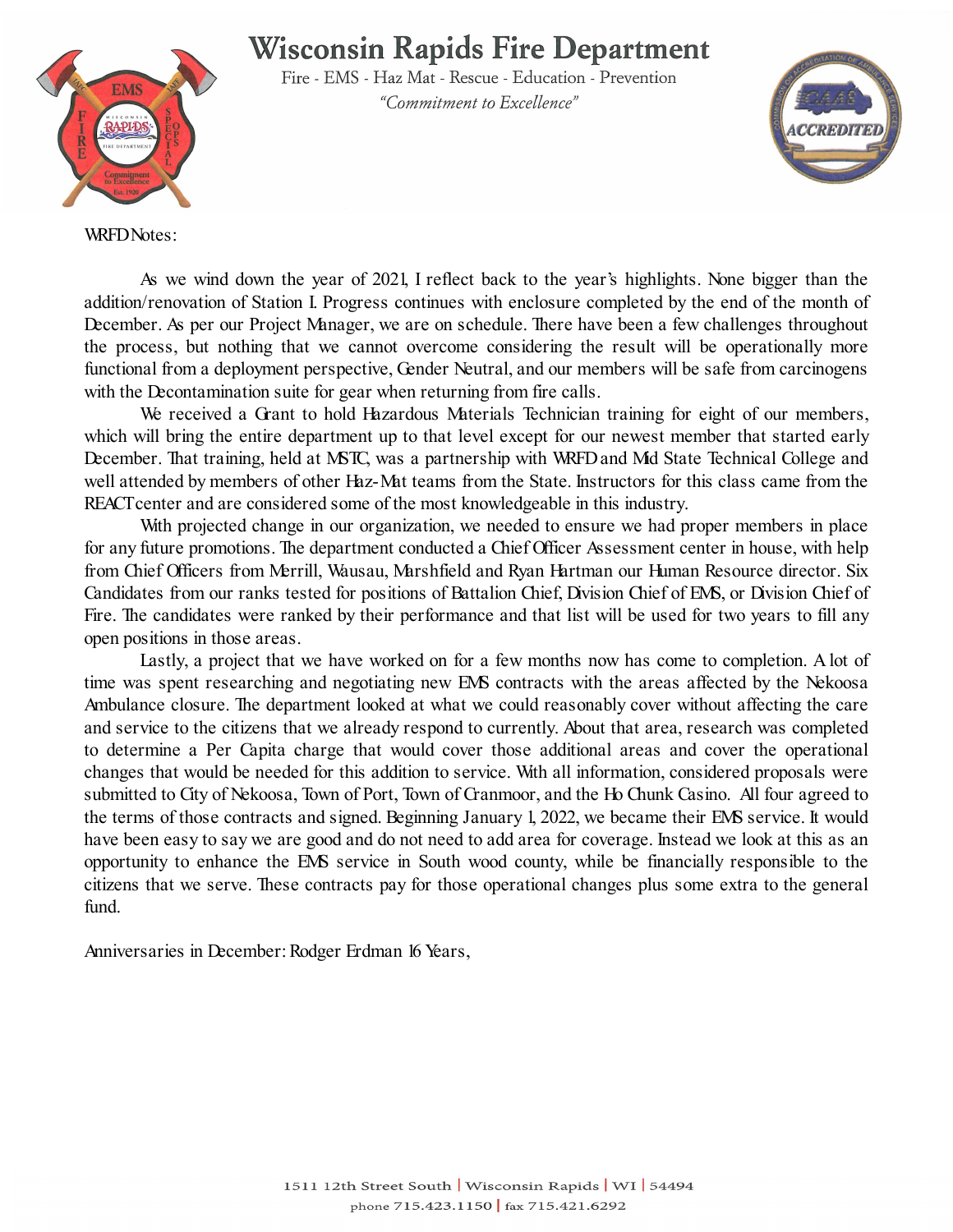# Wisconsin Rapids Fire Department

Fire - EMS - Haz Mat - Rescue - Education - Prevention

*"Commitment to Excellence"*

WRFD Notes:

As we wind down the year of 2021, I reflect back to the year's highlights. None bigger than the addition/renovation of Station I. Progress continues with enclosure completed by the end of the month of December. As per our Project Manager, we are on schedule. There have been a few challenges throughout the process, but nothing that we cannot overcome considering the result will be operationally more functional from a deployment perspective, Gender Neutral, and our members will be safe from carcinogens with the Decontamination suite for gear when returning from fire calls.

We received a Grant to hold Hazardous Materials Technician training for eight of our members, which will bring the entire department up to that level except for our newest member that started early December. That training, held at MSTC, was a partnership with WRFD and Mid State Technical College and well attended by members of other Haz-Mat teams from the State. Instructors for this class came from the REACT center and are considered some of the most knowledgeable in this industry.

With projected change in our organization, we needed to ensure we had proper members in place for any future promotions. The department conducted a Chief Officer Assessment center in house, with help from Chief Officers from Merrill, Wausau, Marshfield and Ryan Hartman our Human Resource director. Six Candidates from our ranks tested for positions of Battalion Chief, Division Chief of EMS, or Division Chief of Fire. The candidates were ranked by their performance and that list will be used for two years to fill any open positions in those areas.

Lastly, a project that we have worked on for a few months now has come to completion. A lot of time was spent researching and negotiating new EMS contracts with the areas affected by the Nekoosa Ambulance closure. The department looked at what we could reasonably cover without affecting the care and service to the citizens that we already respond to currently. About that area, research was completed to determine a Per Capita charge that would cover those additional areas and cover the operational changes that would be needed for this addition to service. With all information, considered proposals were submitted to City of Nekoosa, Town of Port, Town of Cranmoor, and the Ho Chunk Casino. All four agreed to the terms of those contracts and signed. Beginning January 1, 2022, we became their EMS service. It would have been easy to say we are good and do not need to add area for coverage. Instead we look at this as an opportunity to enhance the EMS service in South wood county, while be financially responsible to the citizens that we serve. These contracts pay for those operational changes plus some extra to the general fund.

Anniversaries in December: Rodger Erdman 16 Years,

1511 12th Street South | Wisconsin Rapids | WI | 54494

phone 715.423.1150 | fax 715.421.6292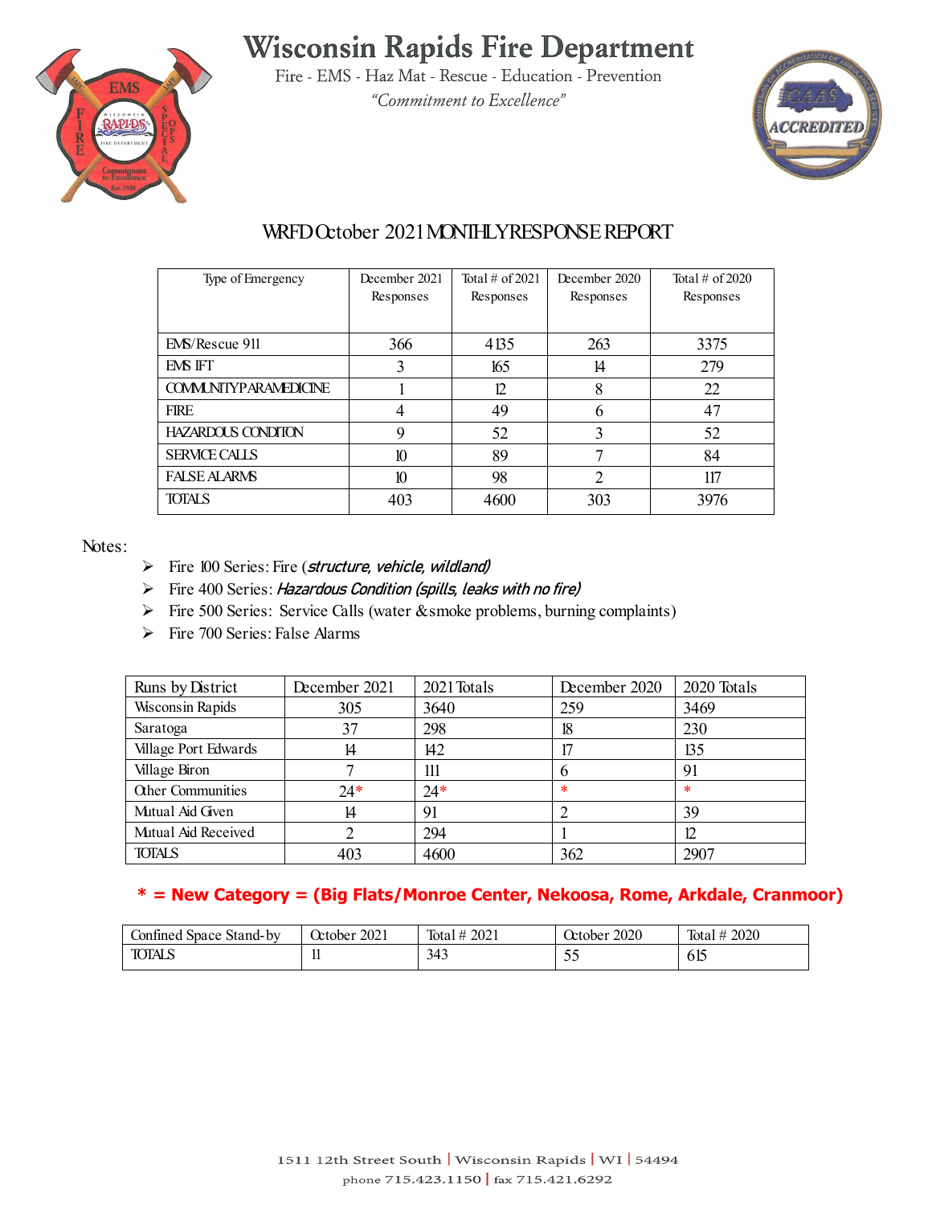# Wisconsin Rapids Fire Department

Fire - EMS - Haz Mat - Rescue - Education - Prevention

*"Commitment to Excellence"*

## WRFD October 2021 MONTHLY RESPONSE REPORT

| Type of Emergency | December 2021 Responses | Total # of 2021 Responses | December 2020 Responses | Total # of 2020 Responses |
|---|---|---|---|---|
| EMS/Rescue 911 | 366 | 4135 | 263 | 3375 |
| EMS IFT | 3 | 165 | 14 | 279 |
| COMMUNITY PARAMEDICINE | 1 | 12 | 8 | 22 |
| FIRE | 4 | 49 | 6 | 47 |
| HAZARDOUS CONDITON | 9 | 52 | 3 | 52 |
| SERVICE CALLS | 10 | 89 | 7 | 84 |
| FALSE ALARMS | 10 | 98 | 2 | 117 |
| TOTALS | 403 | 4600 | 303 | 3976 |

Notes:

- Fire 100 Series: Fire (*structure, vehicle, wildland*)
- Fire 400 Series: *Hazardous Condition (spills, leaks with no fire)*
- Fire 500 Series: Service Calls (water & smoke problems, burning complaints)
- Fire 700 Series: False Alarms

| Runs by District | December 2021 | 2021 Totals | December 2020 | 2020 Totals |
|---|---|---|---|---|
| Wisconsin Rapids | 305 | 3640 | 259 | 3469 |
| Saratoga | 37 | 298 | 18 | 230 |
| Village Port Edwards | 14 | 142 | 17 | 135 |
| Village Biron | 7 | 111 | 6 | 91 |
| Other Communities | 24* | 24* | * | * |
| Mutual Aid Given | 14 | 91 | 2 | 39 |
| Mutual Aid Received | 2 | 294 | 1 | 12 |
| TOTALS | 403 | 4600 | 362 | 2907 |

**\* = New Category = (Big Flats/Monroe Center, Nekoosa, Rome, Arkdale, Cranmoor)**

| Confined Space Stand-by | October 2021 | Total # 2021 | October 2020 | Total # 2020 |
|---|---|---|---|---|
| TOTALS | 11 | 343 | 55 | 615 |

1511 12th Street South | Wisconsin Rapids | WI | 54494

phone 715.423.1150 | fax 715.421.6292